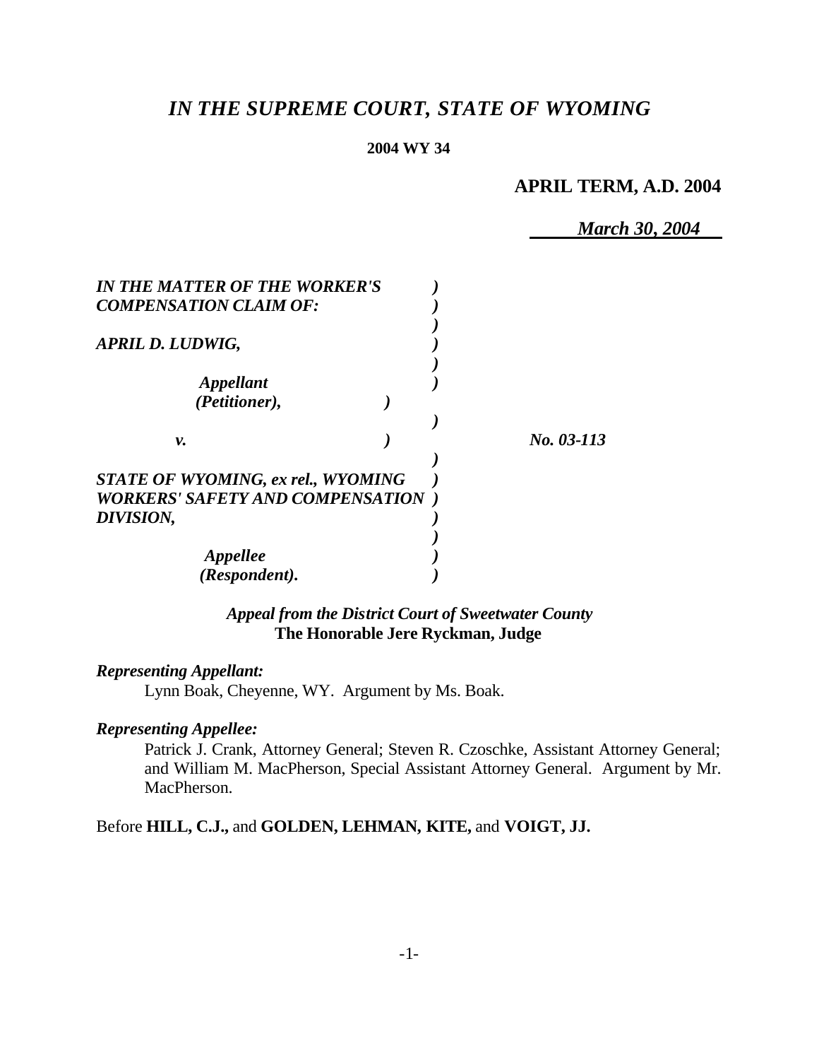# *IN THE SUPREME COURT, STATE OF WYOMING*

**2004 WY 34**

**APRIL TERM, A.D. 2004**

*March 30, 2004*

| | | |
|---|---|---|
| *IN THE MATTER OF THE WORKER'S COMPENSATION CLAIM OF:* | ) | |
| *APRIL D. LUDWIG,* | ) | |
| ***Appellant (Petitioner),*** | ) | |
| ***v.*** | ) | ***No. 03-113*** |
| ***STATE OF WYOMING, ex rel., WYOMING WORKERS' SAFETY AND COMPENSATION DIVISION,*** | ) | |
| ***Appellee (Respondent).*** | ) | |

***Appeal from the District Court of Sweetwater County***
**The Honorable Jere Ryckman, Judge**

***Representing Appellant:***

Lynn Boak, Cheyenne, WY. Argument by Ms. Boak.

***Representing Appellee:***

Patrick J. Crank, Attorney General; Steven R. Czoschke, Assistant Attorney General; and William M. MacPherson, Special Assistant Attorney General. Argument by Mr. MacPherson.

Before **HILL, C.J.,** and **GOLDEN, LEHMAN, KITE,** and **VOIGT, JJ.**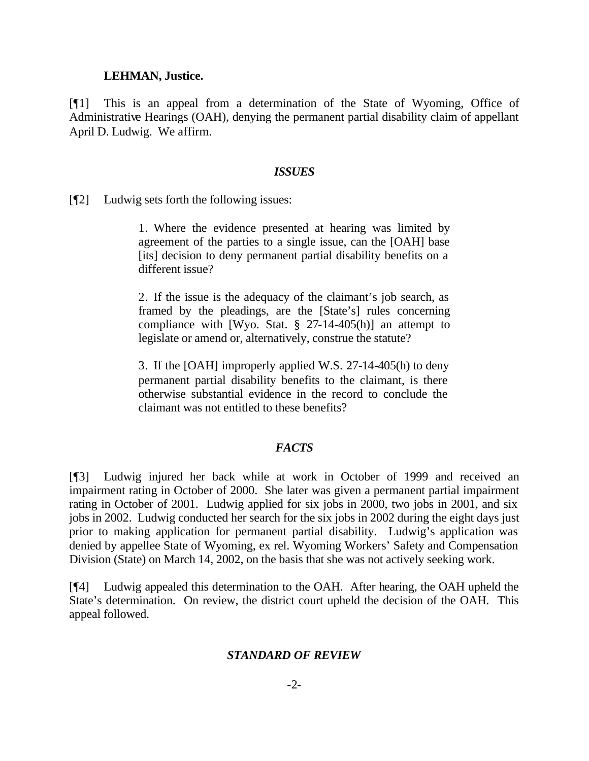**LEHMAN, Justice.**

[¶1] This is an appeal from a determination of the State of Wyoming, Office of Administrative Hearings (OAH), denying the permanent partial disability claim of appellant April D. Ludwig. We affirm.

## *ISSUES*

[¶2] Ludwig sets forth the following issues:

> 1. Where the evidence presented at hearing was limited by agreement of the parties to a single issue, can the [OAH] base [its] decision to deny permanent partial disability benefits on a different issue?
>
> 2. If the issue is the adequacy of the claimant's job search, as framed by the pleadings, are the [State's] rules concerning compliance with [Wyo. Stat. § 27-14-405(h)] an attempt to legislate or amend or, alternatively, construe the statute?
>
> 3. If the [OAH] improperly applied W.S. 27-14-405(h) to deny permanent partial disability benefits to the claimant, is there otherwise substantial evidence in the record to conclude the claimant was not entitled to these benefits?

## *FACTS*

[¶3] Ludwig injured her back while at work in October of 1999 and received an impairment rating in October of 2000. She later was given a permanent partial impairment rating in October of 2001. Ludwig applied for six jobs in 2000, two jobs in 2001, and six jobs in 2002. Ludwig conducted her search for the six jobs in 2002 during the eight days just prior to making application for permanent partial disability. Ludwig's application was denied by appellee State of Wyoming, ex rel. Wyoming Workers' Safety and Compensation Division (State) on March 14, 2002, on the basis that she was not actively seeking work.

[¶4] Ludwig appealed this determination to the OAH. After hearing, the OAH upheld the State's determination. On review, the district court upheld the decision of the OAH. This appeal followed.

## *STANDARD OF REVIEW*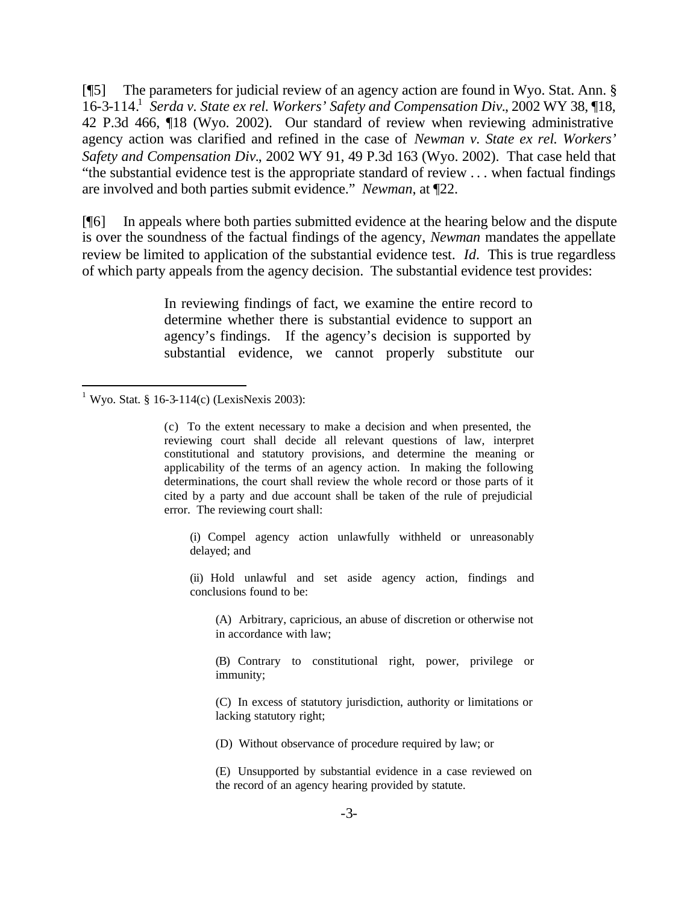[¶5] The parameters for judicial review of an agency action are found in Wyo. Stat. Ann. § 16-3-114.[1] *Serda v. State ex rel. Workers' Safety and Compensation Div.*, 2002 WY 38, ¶18, 42 P.3d 466, ¶18 (Wyo. 2002). Our standard of review when reviewing administrative agency action was clarified and refined in the case of *Newman v. State ex rel. Workers' Safety and Compensation Div.*, 2002 WY 91, 49 P.3d 163 (Wyo. 2002). That case held that "the substantial evidence test is the appropriate standard of review . . . when factual findings are involved and both parties submit evidence." *Newman*, at ¶22.

[¶6] In appeals where both parties submitted evidence at the hearing below and the dispute is over the soundness of the factual findings of the agency, *Newman* mandates the appellate review be limited to application of the substantial evidence test. *Id*. This is true regardless of which party appeals from the agency decision. The substantial evidence test provides:

> In reviewing findings of fact, we examine the entire record to determine whether there is substantial evidence to support an agency's findings. If the agency's decision is supported by substantial evidence, we cannot properly substitute our

---

[1] Wyo. Stat. § 16-3-114(c) (LexisNexis 2003):

> (c) To the extent necessary to make a decision and when presented, the reviewing court shall decide all relevant questions of law, interpret constitutional and statutory provisions, and determine the meaning or applicability of the terms of an agency action. In making the following determinations, the court shall review the whole record or those parts of it cited by a party and due account shall be taken of the rule of prejudicial error. The reviewing court shall:
>
> (i) Compel agency action unlawfully withheld or unreasonably delayed; and
>
> (ii) Hold unlawful and set aside agency action, findings and conclusions found to be:
>
> (A) Arbitrary, capricious, an abuse of discretion or otherwise not in accordance with law;
>
> (B) Contrary to constitutional right, power, privilege or immunity;
>
> (C) In excess of statutory jurisdiction, authority or limitations or lacking statutory right;
>
> (D) Without observance of procedure required by law; or
>
> (E) Unsupported by substantial evidence in a case reviewed on the record of an agency hearing provided by statute.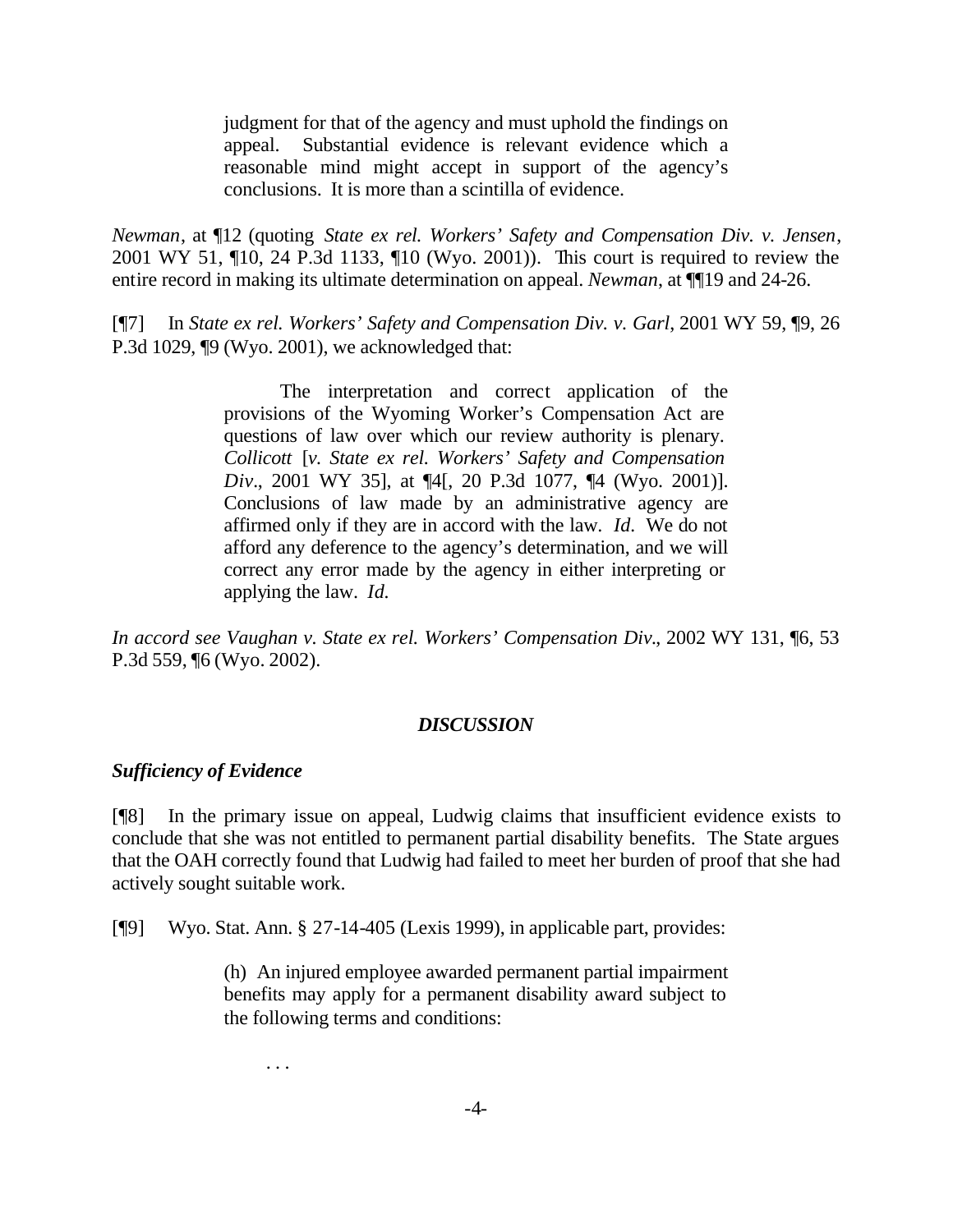> judgment for that of the agency and must uphold the findings on appeal. Substantial evidence is relevant evidence which a reasonable mind might accept in support of the agency's conclusions. It is more than a scintilla of evidence.

*Newman*, at ¶12 (quoting *State ex rel. Workers' Safety and Compensation Div. v. Jensen*, 2001 WY 51, ¶10, 24 P.3d 1133, ¶10 (Wyo. 2001)). This court is required to review the entire record in making its ultimate determination on appeal. *Newman*, at ¶¶19 and 24-26.

[¶7] In *State ex rel. Workers' Safety and Compensation Div. v. Garl*, 2001 WY 59, ¶9, 26 P.3d 1029, ¶9 (Wyo. 2001), we acknowledged that:

> The interpretation and correct application of the provisions of the Wyoming Worker's Compensation Act are questions of law over which our review authority is plenary. *Collicott* [*v. State ex rel. Workers' Safety and Compensation Div*., 2001 WY 35], at ¶4[, 20 P.3d 1077, ¶4 (Wyo. 2001)]. Conclusions of law made by an administrative agency are affirmed only if they are in accord with the law. *Id*. We do not afford any deference to the agency's determination, and we will correct any error made by the agency in either interpreting or applying the law. *Id*.

*In accord see Vaughan v. State ex rel. Workers' Compensation Div*., 2002 WY 131, ¶6, 53 P.3d 559, ¶6 (Wyo. 2002).

## *DISCUSSION*

### *Sufficiency of Evidence*

[¶8] In the primary issue on appeal, Ludwig claims that insufficient evidence exists to conclude that she was not entitled to permanent partial disability benefits. The State argues that the OAH correctly found that Ludwig had failed to meet her burden of proof that she had actively sought suitable work.

[¶9] Wyo. Stat. Ann. § 27-14-405 (Lexis 1999), in applicable part, provides:

> (h) An injured employee awarded permanent partial impairment benefits may apply for a permanent disability award subject to the following terms and conditions:
>
> . . .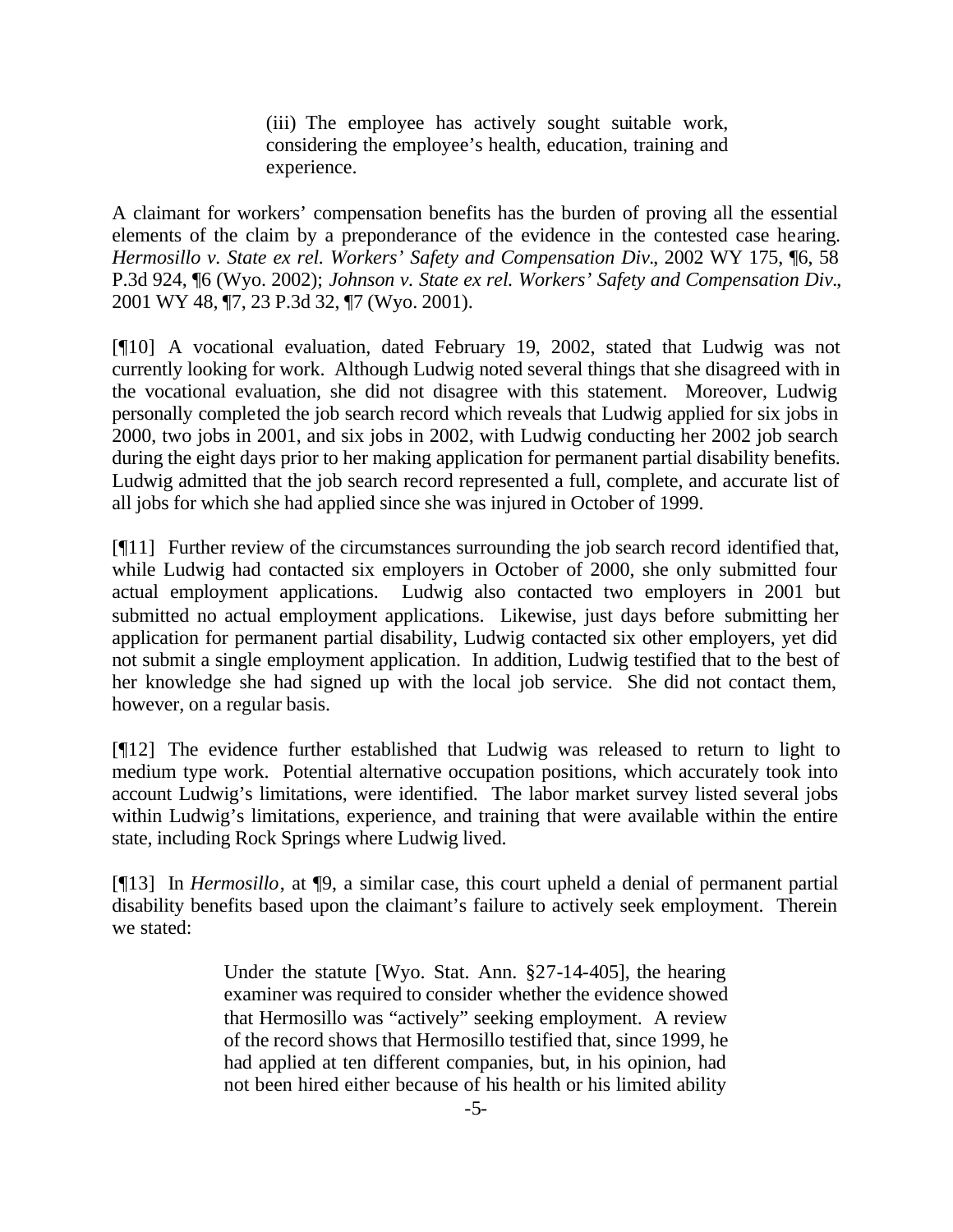> (iii) The employee has actively sought suitable work, considering the employee's health, education, training and experience.

A claimant for workers' compensation benefits has the burden of proving all the essential elements of the claim by a preponderance of the evidence in the contested case hearing. *Hermosillo v. State ex rel. Workers' Safety and Compensation Div*., 2002 WY 175, ¶6, 58 P.3d 924, ¶6 (Wyo. 2002); *Johnson v. State ex rel. Workers' Safety and Compensation Div*., 2001 WY 48, ¶7, 23 P.3d 32, ¶7 (Wyo. 2001).

[¶10] A vocational evaluation, dated February 19, 2002, stated that Ludwig was not currently looking for work. Although Ludwig noted several things that she disagreed with in the vocational evaluation, she did not disagree with this statement. Moreover, Ludwig personally completed the job search record which reveals that Ludwig applied for six jobs in 2000, two jobs in 2001, and six jobs in 2002, with Ludwig conducting her 2002 job search during the eight days prior to her making application for permanent partial disability benefits. Ludwig admitted that the job search record represented a full, complete, and accurate list of all jobs for which she had applied since she was injured in October of 1999.

[¶11] Further review of the circumstances surrounding the job search record identified that, while Ludwig had contacted six employers in October of 2000, she only submitted four actual employment applications. Ludwig also contacted two employers in 2001 but submitted no actual employment applications. Likewise, just days before submitting her application for permanent partial disability, Ludwig contacted six other employers, yet did not submit a single employment application. In addition, Ludwig testified that to the best of her knowledge she had signed up with the local job service. She did not contact them, however, on a regular basis.

[¶12] The evidence further established that Ludwig was released to return to light to medium type work. Potential alternative occupation positions, which accurately took into account Ludwig's limitations, were identified. The labor market survey listed several jobs within Ludwig's limitations, experience, and training that were available within the entire state, including Rock Springs where Ludwig lived.

[¶13] In *Hermosillo*, at ¶9, a similar case, this court upheld a denial of permanent partial disability benefits based upon the claimant's failure to actively seek employment. Therein we stated:

> Under the statute [Wyo. Stat. Ann. §27-14-405], the hearing examiner was required to consider whether the evidence showed that Hermosillo was "actively" seeking employment. A review of the record shows that Hermosillo testified that, since 1999, he had applied at ten different companies, but, in his opinion, had not been hired either because of his health or his limited ability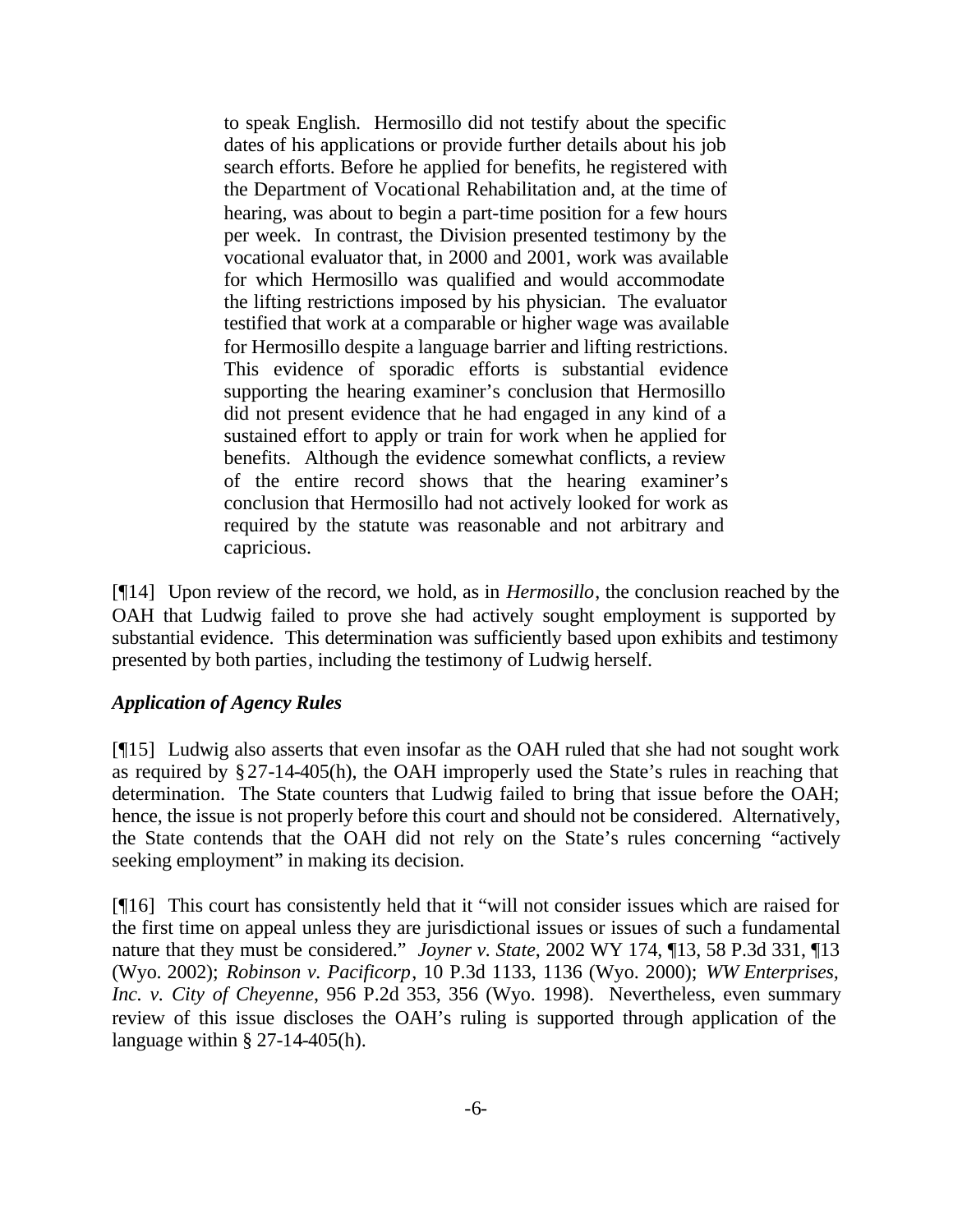> to speak English. Hermosillo did not testify about the specific dates of his applications or provide further details about his job search efforts. Before he applied for benefits, he registered with the Department of Vocational Rehabilitation and, at the time of hearing, was about to begin a part-time position for a few hours per week. In contrast, the Division presented testimony by the vocational evaluator that, in 2000 and 2001, work was available for which Hermosillo was qualified and would accommodate the lifting restrictions imposed by his physician. The evaluator testified that work at a comparable or higher wage was available for Hermosillo despite a language barrier and lifting restrictions. This evidence of sporadic efforts is substantial evidence supporting the hearing examiner's conclusion that Hermosillo did not present evidence that he had engaged in any kind of a sustained effort to apply or train for work when he applied for benefits. Although the evidence somewhat conflicts, a review of the entire record shows that the hearing examiner's conclusion that Hermosillo had not actively looked for work as required by the statute was reasonable and not arbitrary and capricious.

[¶14] Upon review of the record, we hold, as in *Hermosillo*, the conclusion reached by the OAH that Ludwig failed to prove she had actively sought employment is supported by substantial evidence. This determination was sufficiently based upon exhibits and testimony presented by both parties, including the testimony of Ludwig herself.

### *Application of Agency Rules*

[¶15] Ludwig also asserts that even insofar as the OAH ruled that she had not sought work as required by § 27-14-405(h), the OAH improperly used the State's rules in reaching that determination. The State counters that Ludwig failed to bring that issue before the OAH; hence, the issue is not properly before this court and should not be considered. Alternatively, the State contends that the OAH did not rely on the State's rules concerning "actively seeking employment" in making its decision.

[¶16] This court has consistently held that it "will not consider issues which are raised for the first time on appeal unless they are jurisdictional issues or issues of such a fundamental nature that they must be considered." *Joyner v. State*, 2002 WY 174, ¶13, 58 P.3d 331, ¶13 (Wyo. 2002); *Robinson v. Pacificorp*, 10 P.3d 1133, 1136 (Wyo. 2000); *WW Enterprises, Inc. v. City of Cheyenne*, 956 P.2d 353, 356 (Wyo. 1998). Nevertheless, even summary review of this issue discloses the OAH's ruling is supported through application of the language within § 27-14-405(h).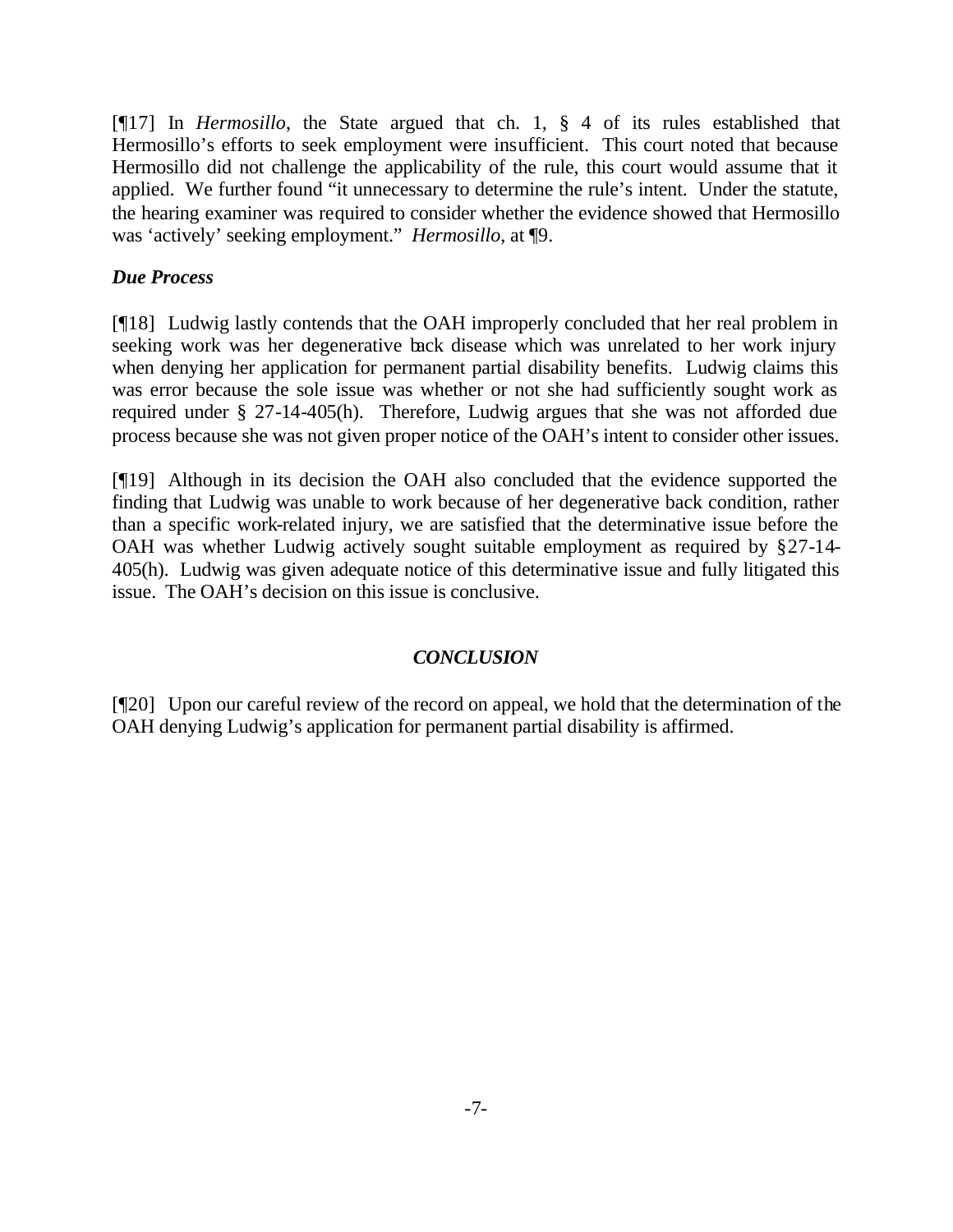[¶17] In *Hermosillo*, the State argued that ch. 1, § 4 of its rules established that Hermosillo's efforts to seek employment were insufficient. This court noted that because Hermosillo did not challenge the applicability of the rule, this court would assume that it applied. We further found "it unnecessary to determine the rule's intent. Under the statute, the hearing examiner was required to consider whether the evidence showed that Hermosillo was 'actively' seeking employment." *Hermosillo*, at ¶9.

***Due Process***

[¶18] Ludwig lastly contends that the OAH improperly concluded that her real problem in seeking work was her degenerative back disease which was unrelated to her work injury when denying her application for permanent partial disability benefits. Ludwig claims this was error because the sole issue was whether or not she had sufficiently sought work as required under § 27-14-405(h). Therefore, Ludwig argues that she was not afforded due process because she was not given proper notice of the OAH's intent to consider other issues.

[¶19] Although in its decision the OAH also concluded that the evidence supported the finding that Ludwig was unable to work because of her degenerative back condition, rather than a specific work-related injury, we are satisfied that the determinative issue before the OAH was whether Ludwig actively sought suitable employment as required by §27-14-405(h). Ludwig was given adequate notice of this determinative issue and fully litigated this issue. The OAH's decision on this issue is conclusive.

## ***CONCLUSION***

[¶20] Upon our careful review of the record on appeal, we hold that the determination of the OAH denying Ludwig's application for permanent partial disability is affirmed.